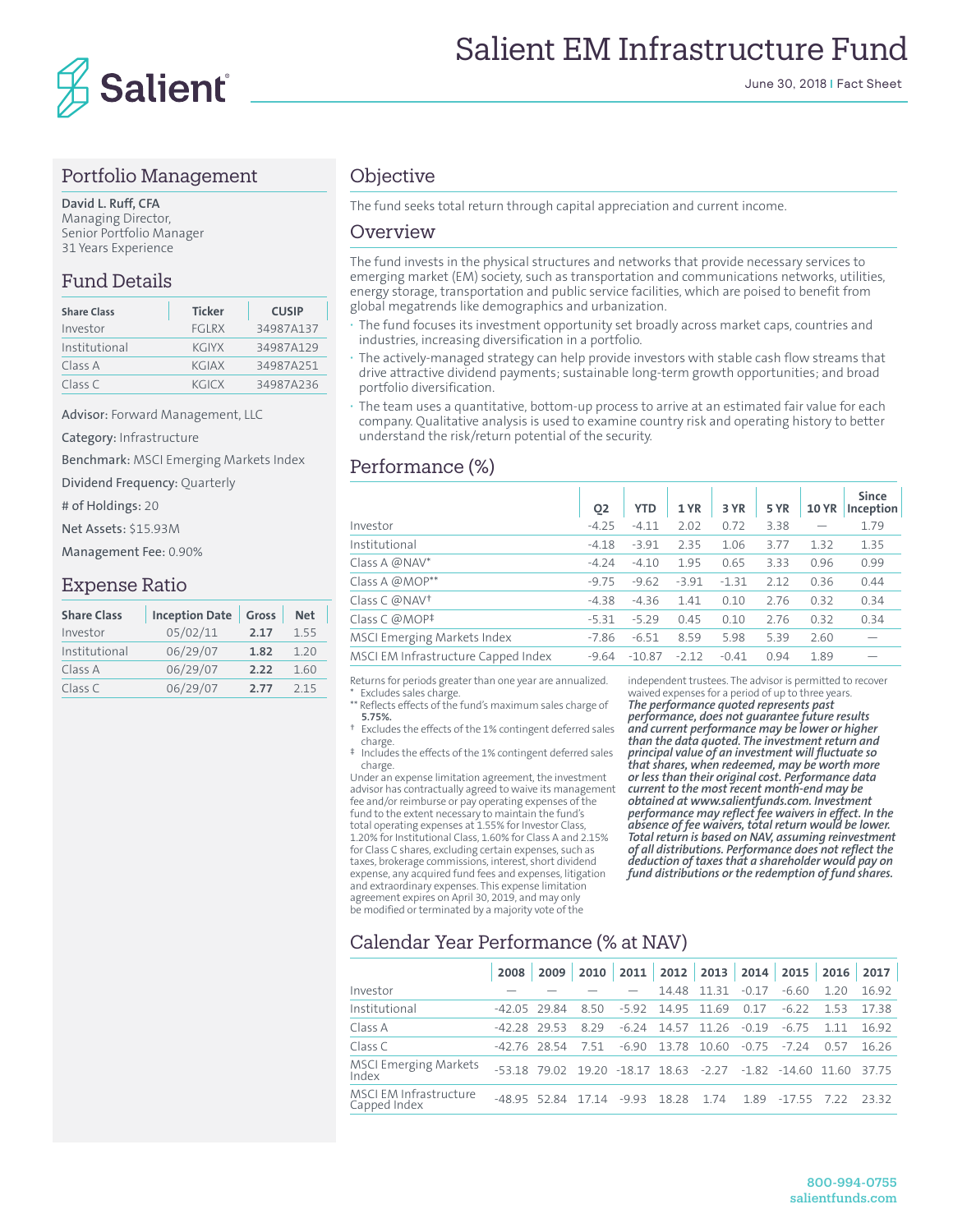# Salient EM Infrastructure Fund

June 30, 2018 | Fact Sheet

## Portfolio Management

**David L. Ruff, CFA**
Managing Director,
Senior Portfolio Manager
31 Years Experience

## Fund Details

| Share Class | Ticker | CUSIP |
|---|---|---|
| Investor | FGLRX | 34987A137 |
| Institutional | KGIYX | 34987A129 |
| Class A | KGIAX | 34987A251 |
| Class C | KGICX | 34987A236 |

**Advisor:** Forward Management, LLC

**Category:** Infrastructure

**Benchmark:** MSCI Emerging Markets Index

**Dividend Frequency:** Quarterly

**# of Holdings:** 20

**Net Assets:** $15.93M

**Management Fee:** 0.90%

## Expense Ratio

| Share Class | Inception Date | Gross | Net |
|---|---|---|---|
| Investor | 05/02/11 | **2.17** | 1.55 |
| Institutional | 06/29/07 | **1.82** | 1.20 |
| Class A | 06/29/07 | **2.22** | 1.60 |
| Class C | 06/29/07 | **2.77** | 2.15 |

## Objective

The fund seeks total return through capital appreciation and current income.

## Overview

The fund invests in the physical structures and networks that provide necessary services to emerging market (EM) society, such as transportation and communications networks, utilities, energy storage, transportation and public service facilities, which are poised to benefit from global megatrends like demographics and urbanization.

- The fund focuses its investment opportunity set broadly across market caps, countries and industries, increasing diversification in a portfolio.
- The actively-managed strategy can help provide investors with stable cash flow streams that drive attractive dividend payments; sustainable long-term growth opportunities; and broad portfolio diversification.
- The team uses a quantitative, bottom-up process to arrive at an estimated fair value for each company. Qualitative analysis is used to examine country risk and operating history to better understand the risk/return potential of the security.

## Performance (%)

| | Q2 | YTD | 1 YR | 3 YR | 5 YR | 10 YR | Since Inception |
|---|---|---|---|---|---|---|---|
| Investor | -4.25 | -4.11 | 2.02 | 0.72 | 3.38 | — | 1.79 |
| Institutional | -4.18 | -3.91 | 2.35 | 1.06 | 3.77 | 1.32 | 1.35 |
| Class A @NAV* | -4.24 | -4.10 | 1.95 | 0.65 | 3.33 | 0.96 | 0.99 |
| Class A @MOP** | -9.75 | -9.62 | -3.91 | -1.31 | 2.12 | 0.36 | 0.44 |
| Class C @NAV† | -4.38 | -4.36 | 1.41 | 0.10 | 2.76 | 0.32 | 0.34 |
| Class C @MOP‡ | -5.31 | -5.29 | 0.45 | 0.10 | 2.76 | 0.32 | 0.34 |
| MSCI Emerging Markets Index | -7.86 | -6.51 | 8.59 | 5.98 | 5.39 | 2.60 | — |
| MSCI EM Infrastructure Capped Index | -9.64 | -10.87 | -2.12 | -0.41 | 0.94 | 1.89 | — |

Returns for periods greater than one year are annualized.
* Excludes sales charge.
** Reflects effects of the fund's maximum sales charge of **5.75%.**
† Excludes the effects of the 1% contingent deferred sales charge.
‡ Includes the effects of the 1% contingent deferred sales charge.

Under an expense limitation agreement, the investment advisor has contractually agreed to waive its management fee and/or reimburse or pay operating expenses of the fund to the extent necessary to maintain the fund's total operating expenses at 1.55% for Investor Class, 1.20% for Institutional Class, 1.60% for Class A and 2.15% for Class C shares, excluding certain expenses, such as taxes, brokerage commissions, interest, short dividend expense, any acquired fund fees and expenses, litigation and extraordinary expenses. This expense limitation agreement expires on April 30, 2019, and may only be modified or terminated by a majority vote of the independent trustees. The advisor is permitted to recover waived expenses for a period of up to three years.

***The performance quoted represents past performance, does not guarantee future results and current performance may be lower or higher than the data quoted. The investment return and principal value of an investment will fluctuate so that shares, when redeemed, may be worth more or less than their original cost. Performance data current to the most recent month-end may be obtained at www.salientfunds.com. Investment performance may reflect fee waivers in effect. In the absence of fee waivers, total return would be lower. Total return is based on NAV, assuming reinvestment of all distributions. Performance does not reflect the deduction of taxes that a shareholder would pay on fund distributions or the redemption of fund shares.***

## Calendar Year Performance (% at NAV)

| | 2008 | 2009 | 2010 | 2011 | 2012 | 2013 | 2014 | 2015 | 2016 | 2017 |
|---|---|---|---|---|---|---|---|---|---|---|
| Investor | — | — | — | — | 14.48 | 11.31 | -0.17 | -6.60 | 1.20 | 16.92 |
| Institutional | -42.05 | 29.84 | 8.50 | -5.92 | 14.95 | 11.69 | 0.17 | -6.22 | 1.53 | 17.38 |
| Class A | -42.28 | 29.53 | 8.29 | -6.24 | 14.57 | 11.26 | -0.19 | -6.75 | 1.11 | 16.92 |
| Class C | -42.76 | 28.54 | 7.51 | -6.90 | 13.78 | 10.60 | -0.75 | -7.24 | 0.57 | 16.26 |
| MSCI Emerging Markets Index | -53.18 | 79.02 | 19.20 | -18.17 | 18.63 | -2.27 | -1.82 | -14.60 | 11.60 | 37.75 |
| MSCI EM Infrastructure Capped Index | -48.95 | 52.84 | 17.14 | -9.93 | 18.28 | 1.74 | 1.89 | -17.55 | 7.22 | 23.32 |

800-994-0755
salientfunds.com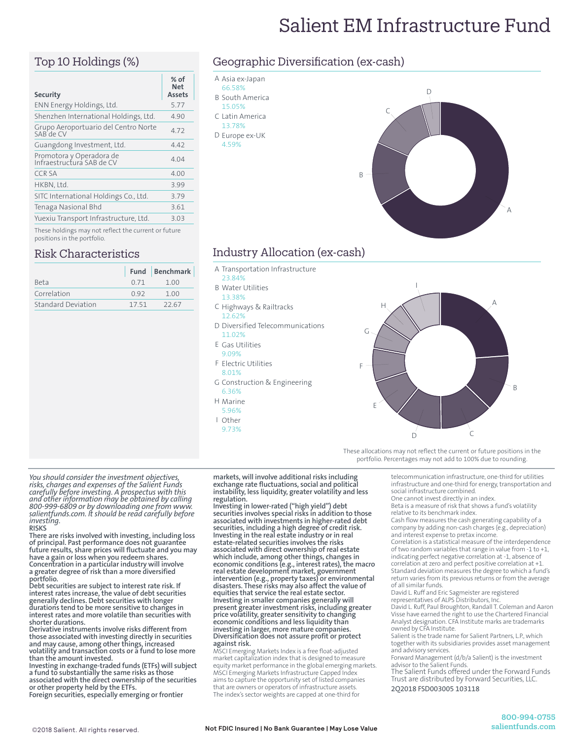# Salient EM Infrastructure Fund

## Top 10 Holdings (%)

| Security | % of Net Assets |
|---|---|
| ENN Energy Holdings, Ltd. | 5.77 |
| Shenzhen International Holdings, Ltd. | 4.90 |
| Grupo Aeroportuario del Centro Norte SAB de CV | 4.72 |
| Guangdong Investment, Ltd. | 4.42 |
| Promotora y Operadora de Infraestructura SAB de CV | 4.04 |
| CCR SA | 4.00 |
| HKBN, Ltd. | 3.99 |
| SITC International Holdings Co., Ltd. | 3.79 |
| Tenaga Nasional Bhd | 3.61 |
| Yuexiu Transport Infrastructure, Ltd. | 3.03 |

These holdings may not reflect the current or future positions in the portfolio.

## Risk Characteristics

| | Fund | Benchmark |
|---|---|---|
| Beta | 0.71 | 1.00 |
| Correlation | 0.92 | 1.00 |
| Standard Deviation | 17.51 | 22.67 |

## Geographic Diversification (ex-cash)

A Asia ex-Japan
66.58%

B South America
15.05%

C Latin America
13.78%

D Europe ex-UK
4.59%

## Industry Allocation (ex-cash)

A Transportation Infrastructure
23.84%

B Water Utilities
13.38%

C Highways & Railtracks
12.62%

D Diversified Telecommunications
11.02%

E Gas Utilities
9.09%

F Electric Utilities
8.01%

G Construction & Engineering
6.36%

H Marine
5.96%

I Other
9.73%

These allocations may not reflect the current or future positions in the portfolio. Percentages may not add to 100% due to rounding.

*You should consider the investment objectives, risks, charges and expenses of the Salient Funds carefully before investing. A prospectus with this and other information may be obtained by calling 800-999-6809 or by downloading one from www.salientfunds.com. It should be read carefully before investing.*

**RISKS**

**There are risks involved with investing, including loss of principal. Past performance does not guarantee future results, share prices will fluctuate and you may have a gain or loss when you redeem shares. Concentration in a particular industry will involve a greater degree of risk than a more diversified portfolio.**

**Debt securities are subject to interest rate risk. If interest rates increase, the value of debt securities generally declines. Debt securities with longer durations tend to be more sensitive to changes in interest rates and more volatile than securities with shorter durations.**

**Derivative instruments involve risks different from those associated with investing directly in securities and may cause, among other things, increased volatility and transaction costs or a fund to lose more than the amount invested.**

**Investing in exchange-traded funds (ETFs) will subject a fund to substantially the same risks as those associated with the direct ownership of the securities or other property held by the ETFs.**

**Foreign securities, especially emerging or frontier markets, will involve additional risks including exchange rate fluctuations, social and political instability, less liquidity, greater volatility and less regulation.**

**Investing in lower-rated ("high yield") debt securities involves special risks in addition to those associated with investments in higher-rated debt securities, including a high degree of credit risk.**

**Investing in the real estate industry or in real estate-related securities involves the risks associated with direct ownership of real estate which include, among other things, changes in economic conditions (e.g., interest rates), the macro real estate development market, government intervention (e.g., property taxes) or environmental disasters. These risks may also affect the value of equities that service the real estate sector.**

**Investing in smaller companies generally will present greater investment risks, including greater price volatility, greater sensitivity to changing economic conditions and less liquidity than investing in larger, more mature companies.**

**Diversification does not assure profit or protect against risk.**

MSCI Emerging Markets Index is a free float-adjusted market capitalization index that is designed to measure equity market performance in the global emerging markets.

MSCI Emerging Markets Infrastructure Capped Index aims to capture the opportunity set of listed companies that are owners or operators of infrastructure assets. The index's sector weights are capped at one-third for telecommunication infrastructure, one-third for utilities infrastructure and one-third for energy, transportation and social infrastructure combined.

One cannot invest directly in an index.

Beta is a measure of risk that shows a fund's volatility relative to its benchmark index.

Cash flow measures the cash generating capability of a company by adding non-cash charges (e.g., depreciation) and interest expense to pretax income.

Correlation is a statistical measure of the interdependence of two random variables that range in value from -1 to +1, indicating perfect negative correlation at -1, absence of correlation at zero and perfect positive correlation at +1.

Standard deviation measures the degree to which a fund's return varies from its previous returns or from the average of all similar funds.

David L. Ruff and Eric Sagmeister are registered representatives of ALPS Distributors, Inc.

David L. Ruff, Paul Broughton, Randall T. Coleman and Aaron Visse have earned the right to use the Chartered Financial Analyst designation. CFA Institute marks are trademarks owned by CFA Institute.

Salient is the trade name for Salient Partners, L.P., which together with its subsidiaries provides asset management and advisory services.

Forward Management (d/b/a Salient) is the investment advisor to the Salient Funds.

The Salient Funds offered under the Forward Funds Trust are distributed by Forward Securities, LLC.

2Q2018 FSD003005 103118

©2018 Salient. All rights reserved.

**Not FDIC Insured | No Bank Guarantee | May Lose Value**

**800-994-0755**
**salientfunds.com**